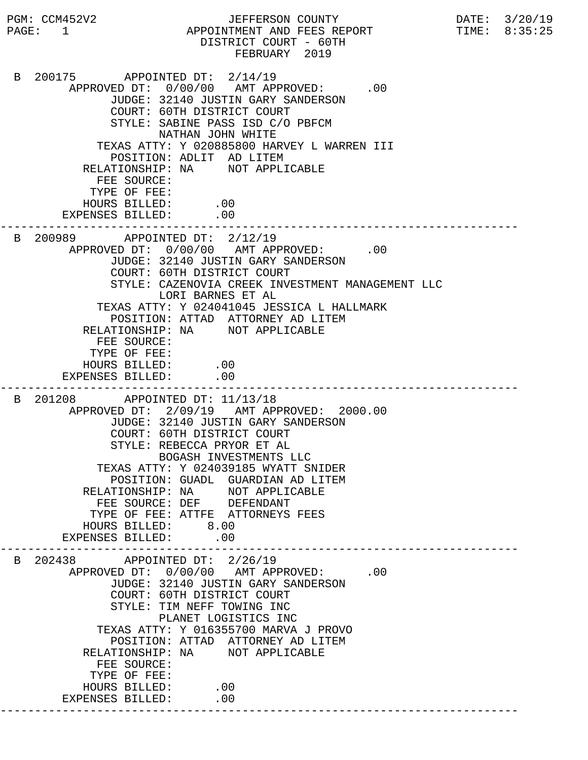PGM: CCM452V2

JEFFERSON COUNTY
APPOINTMENT AND FEES REPORT
DISTRICT COURT - 60TH
FEBRUARY 2019

DATE: 3/20/19
TIME: 8:35:25

```
 B 200175       APPOINTED DT:  2/14/19
        APPROVED DT:  0/00/00   AMT APPROVED:      .00
              JUDGE: 32140 JUSTIN GARY SANDERSON
              COURT: 60TH DISTRICT COURT
              STYLE: SABINE PASS ISD C/O PBFCM
                     NATHAN JOHN WHITE
            TEXAS ATTY: Y 020885800 HARVEY L WARREN III
              POSITION: ADLIT  AD LITEM
          RELATIONSHIP: NA     NOT APPLICABLE
            FEE SOURCE:
           TYPE OF FEE:
          HOURS BILLED:      .00
        EXPENSES BILLED:     .00
---------------------------------------------------------------------------
 B 200989       APPOINTED DT:  2/12/19
        APPROVED DT:  0/00/00   AMT APPROVED:      .00
              JUDGE: 32140 JUSTIN GARY SANDERSON
              COURT: 60TH DISTRICT COURT
              STYLE: CAZENOVIA CREEK INVESTMENT MANAGEMENT LLC
                     LORI BARNES ET AL
            TEXAS ATTY: Y 024041045 JESSICA L HALLMARK
              POSITION: ATTAD  ATTORNEY AD LITEM
          RELATIONSHIP: NA     NOT APPLICABLE
            FEE SOURCE:
           TYPE OF FEE:
          HOURS BILLED:      .00
        EXPENSES BILLED:     .00
---------------------------------------------------------------------------
 B 201208       APPOINTED DT: 11/13/18
        APPROVED DT:  2/09/19   AMT APPROVED:  2000.00
              JUDGE: 32140 JUSTIN GARY SANDERSON
              COURT: 60TH DISTRICT COURT
              STYLE: REBECCA PRYOR ET AL
                     BOGASH INVESTMENTS LLC
            TEXAS ATTY: Y 024039185 WYATT SNIDER
              POSITION: GUADL  GUARDIAN AD LITEM
          RELATIONSHIP: NA     NOT APPLICABLE
            FEE SOURCE: DEF    DEFENDANT
           TYPE OF FEE: ATTFE  ATTORNEYS FEES
          HOURS BILLED:     8.00
        EXPENSES BILLED:     .00
---------------------------------------------------------------------------
 B 202438       APPOINTED DT:  2/26/19
        APPROVED DT:  0/00/00   AMT APPROVED:      .00
              JUDGE: 32140 JUSTIN GARY SANDERSON
              COURT: 60TH DISTRICT COURT
              STYLE: TIM NEFF TOWING INC
                     PLANET LOGISTICS INC
            TEXAS ATTY: Y 016355700 MARVA J PROVO
              POSITION: ATTAD  ATTORNEY AD LITEM
          RELATIONSHIP: NA     NOT APPLICABLE
            FEE SOURCE:
           TYPE OF FEE:
          HOURS BILLED:      .00
        EXPENSES BILLED:     .00
---------------------------------------------------------------------------
```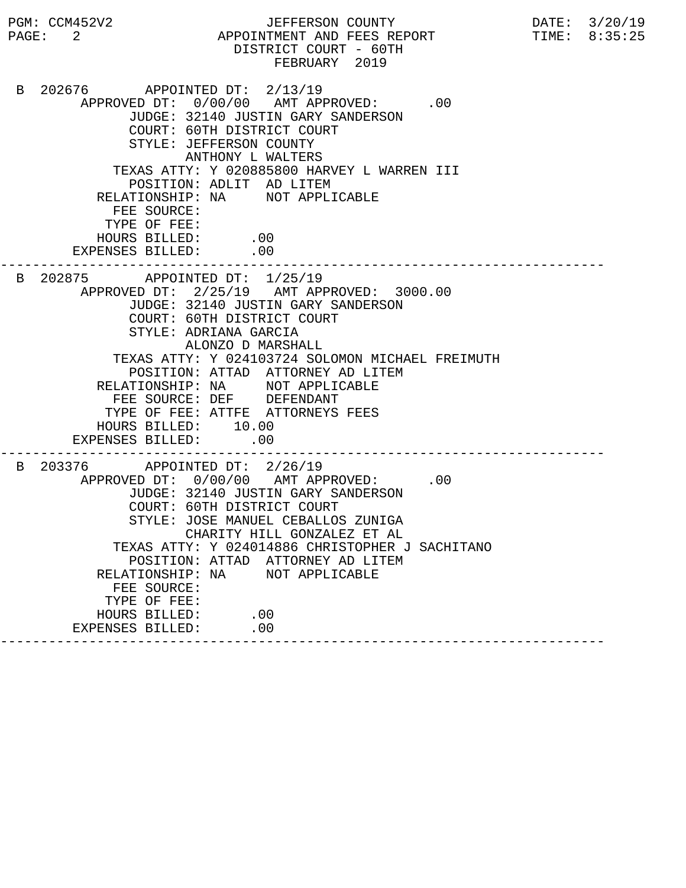PGM: CCM452V2 JEFFERSON COUNTY DATE: 3/20/19
PAGE: 2 APPOINTMENT AND FEES REPORT TIME: 8:35:25
DISTRICT COURT - 60TH
FEBRUARY 2019

```
B 202676       APPOINTED DT:  2/13/19
      APPROVED DT:  0/00/00   AMT APPROVED:      .00
            JUDGE: 32140 JUSTIN GARY SANDERSON
            COURT: 60TH DISTRICT COURT
            STYLE: JEFFERSON COUNTY
                   ANTHONY L WALTERS
       TEXAS ATTY: Y 020885800 HARVEY L WARREN III
         POSITION: ADLIT  AD LITEM
     RELATIONSHIP: NA     NOT APPLICABLE
       FEE SOURCE:
      TYPE OF FEE:
     HOURS BILLED:      .00
  EXPENSES BILLED:      .00
-------------------------------------------------------------------------
B 202875       APPOINTED DT:  1/25/19
      APPROVED DT:  2/25/19   AMT APPROVED:  3000.00
            JUDGE: 32140 JUSTIN GARY SANDERSON
            COURT: 60TH DISTRICT COURT
            STYLE: ADRIANA GARCIA
                   ALONZO D MARSHALL
       TEXAS ATTY: Y 024103724 SOLOMON MICHAEL FREIMUTH
         POSITION: ATTAD  ATTORNEY AD LITEM
     RELATIONSHIP: NA     NOT APPLICABLE
       FEE SOURCE: DEF    DEFENDANT
      TYPE OF FEE: ATTFE  ATTORNEYS FEES
     HOURS BILLED:    10.00
  EXPENSES BILLED:      .00
-------------------------------------------------------------------------
B 203376       APPOINTED DT:  2/26/19
      APPROVED DT:  0/00/00   AMT APPROVED:      .00
            JUDGE: 32140 JUSTIN GARY SANDERSON
            COURT: 60TH DISTRICT COURT
            STYLE: JOSE MANUEL CEBALLOS ZUNIGA
                   CHARITY HILL GONZALEZ ET AL
       TEXAS ATTY: Y 024014886 CHRISTOPHER J SACHITANO
         POSITION: ATTAD  ATTORNEY AD LITEM
     RELATIONSHIP: NA     NOT APPLICABLE
       FEE SOURCE:
      TYPE OF FEE:
     HOURS BILLED:      .00
  EXPENSES BILLED:      .00
-------------------------------------------------------------------------
```